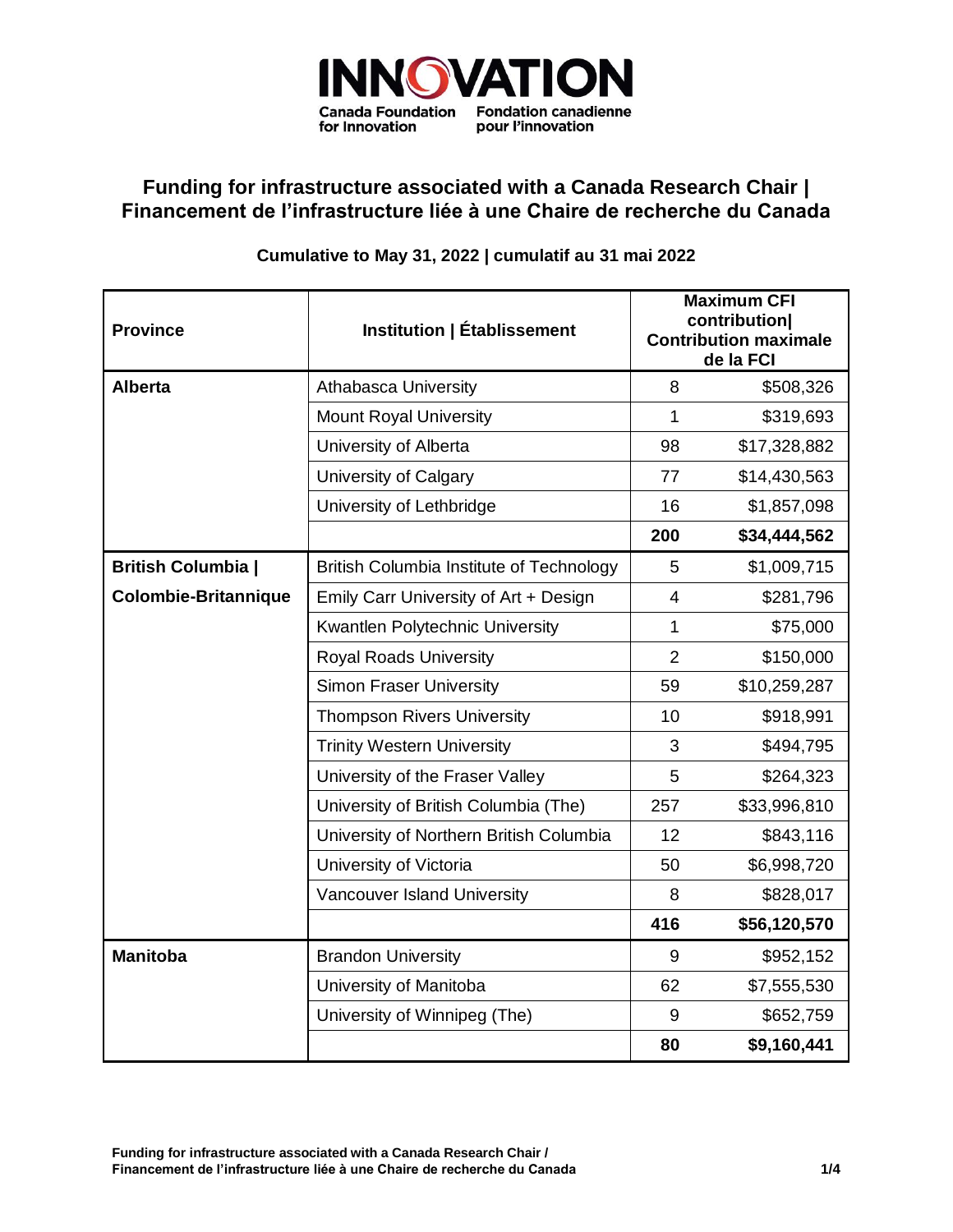INNOVATION

Canada Foundation for Innovation | Fondation canadienne pour l'innovation

## Funding for infrastructure associated with a Canada Research Chair | Financement de l'infrastructure liée à une Chaire de recherche du Canada

**Cumulative to May 31, 2022 | cumulatif au 31 mai 2022**

| Province | Institution \| Établissement | Maximum CFI contribution\| Contribution maximale de la FCI | |
|---|---|---|---|
| **Alberta** | Athabasca University | 8 | $508,326 |
| | Mount Royal University | 1 | $319,693 |
| | University of Alberta | 98 | $17,328,882 |
| | University of Calgary | 77 | $14,430,563 |
| | University of Lethbridge | 16 | $1,857,098 |
| | | **200** | **$34,444,562** |
| **British Columbia \| Colombie-Britannique** | British Columbia Institute of Technology | 5 | $1,009,715 |
| | Emily Carr University of Art + Design | 4 | $281,796 |
| | Kwantlen Polytechnic University | 1 | $75,000 |
| | Royal Roads University | 2 | $150,000 |
| | Simon Fraser University | 59 | $10,259,287 |
| | Thompson Rivers University | 10 | $918,991 |
| | Trinity Western University | 3 | $494,795 |
| | University of the Fraser Valley | 5 | $264,323 |
| | University of British Columbia (The) | 257 | $33,996,810 |
| | University of Northern British Columbia | 12 | $843,116 |
| | University of Victoria | 50 | $6,998,720 |
| | Vancouver Island University | 8 | $828,017 |
| | | **416** | **$56,120,570** |
| **Manitoba** | Brandon University | 9 | $952,152 |
| | University of Manitoba | 62 | $7,555,530 |
| | University of Winnipeg (The) | 9 | $652,759 |
| | | **80** | **$9,160,441** |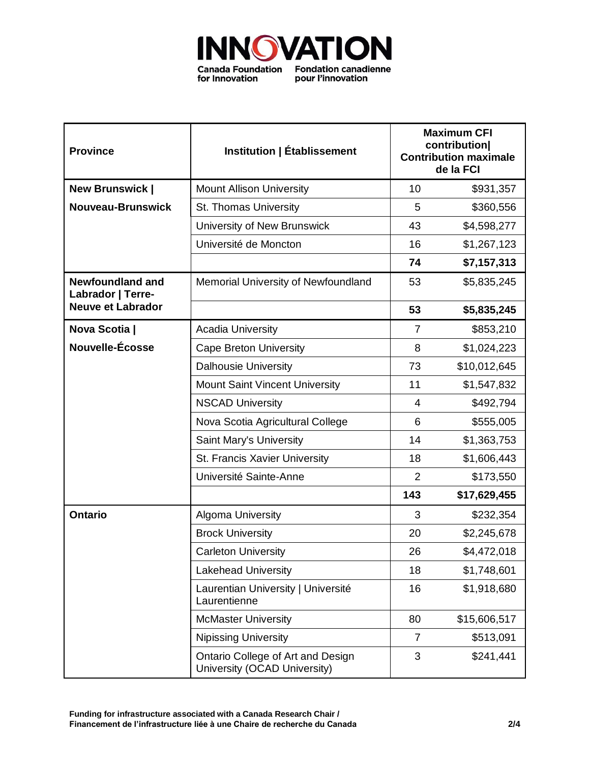**INNOVATION**

**Canada Foundation for Innovation** | **Fondation canadienne pour l'innovation**

| Province | Institution \| Établissement | Maximum CFI contribution\| Contribution maximale de la FCI | |
|---|---|---|---|
| **New Brunswick \| Nouveau-Brunswick** | Mount Allison University | 10 | $931,357 |
| | St. Thomas University | 5 | $360,556 |
| | University of New Brunswick | 43 | $4,598,277 |
| | Université de Moncton | 16 | $1,267,123 |
| | | **74** | **$7,157,313** |
| **Newfoundland and Labrador \| Terre-Neuve et Labrador** | Memorial University of Newfoundland | 53 | $5,835,245 |
| | | **53** | **$5,835,245** |
| **Nova Scotia \| Nouvelle-Écosse** | Acadia University | 7 | $853,210 |
| | Cape Breton University | 8 | $1,024,223 |
| | Dalhousie University | 73 | $10,012,645 |
| | Mount Saint Vincent University | 11 | $1,547,832 |
| | NSCAD University | 4 | $492,794 |
| | Nova Scotia Agricultural College | 6 | $555,005 |
| | Saint Mary's University | 14 | $1,363,753 |
| | St. Francis Xavier University | 18 | $1,606,443 |
| | Université Sainte-Anne | 2 | $173,550 |
| | | **143** | **$17,629,455** |
| **Ontario** | Algoma University | 3 | $232,354 |
| | Brock University | 20 | $2,245,678 |
| | Carleton University | 26 | $4,472,018 |
| | Lakehead University | 18 | $1,748,601 |
| | Laurentian University \| Université Laurentienne | 16 | $1,918,680 |
| | McMaster University | 80 | $15,606,517 |
| | Nipissing University | 7 | $513,091 |
| | Ontario College of Art and Design University (OCAD University) | 3 | $241,441 |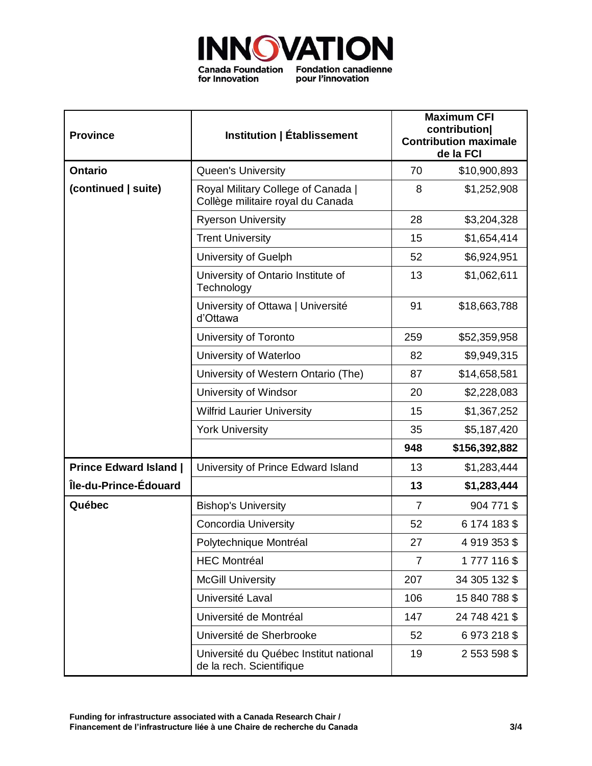| Province | Institution \| Établissement | Maximum CFI contribution\| Contribution maximale de la FCI | |
|---|---|---|---|
| **Ontario** | Queen's University | 70 | $10,900,893 |
| **(continued \| suite)** | Royal Military College of Canada \| Collège militaire royal du Canada | 8 | $1,252,908 |
| | Ryerson University | 28 | $3,204,328 |
| | Trent University | 15 | $1,654,414 |
| | University of Guelph | 52 | $6,924,951 |
| | University of Ontario Institute of Technology | 13 | $1,062,611 |
| | University of Ottawa \| Université d'Ottawa | 91 | $18,663,788 |
| | University of Toronto | 259 | $52,359,958 |
| | University of Waterloo | 82 | $9,949,315 |
| | University of Western Ontario (The) | 87 | $14,658,581 |
| | University of Windsor | 20 | $2,228,083 |
| | Wilfrid Laurier University | 15 | $1,367,252 |
| | York University | 35 | $5,187,420 |
| | | **948** | **$156,392,882** |
| **Prince Edward Island \|** | University of Prince Edward Island | 13 | $1,283,444 |
| **Île-du-Prince-Édouard** | | **13** | **$1,283,444** |
| **Québec** | Bishop's University | 7 | 904 771 $ |
| | Concordia University | 52 | 6 174 183 $ |
| | Polytechnique Montréal | 27 | 4 919 353 $ |
| | HEC Montréal | 7 | 1 777 116 $ |
| | McGill University | 207 | 34 305 132 $ |
| | Université Laval | 106 | 15 840 788 $ |
| | Université de Montréal | 147 | 24 748 421 $ |
| | Université de Sherbrooke | 52 | 6 973 218 $ |
| | Université du Québec Institut national de la rech. Scientifique | 19 | 2 553 598 $ |

**Funding for infrastructure associated with a Canada Research Chair / Financement de l'infrastructure liée à une Chaire de recherche du Canada**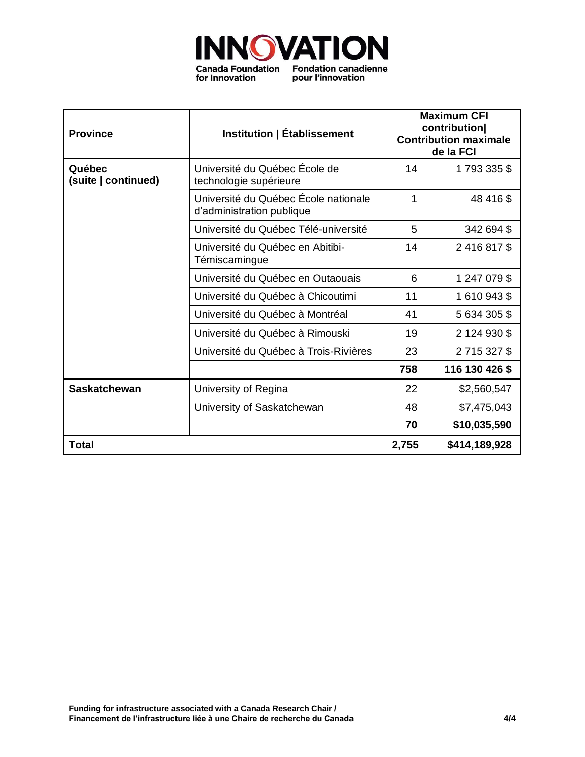| Province | Institution \| Établissement | Maximum CFI contribution\| Contribution maximale de la FCI | |
|---|---|---|---|
| **Québec (suite \| continued)** | Université du Québec École de technologie supérieure | 14 | 1 793 335 $ |
| | Université du Québec École nationale d'administration publique | 1 | 48 416 $ |
| | Université du Québec Télé-université | 5 | 342 694 $ |
| | Université du Québec en Abitibi-Témiscamingue | 14 | 2 416 817 $ |
| | Université du Québec en Outaouais | 6 | 1 247 079 $ |
| | Université du Québec à Chicoutimi | 11 | 1 610 943 $ |
| | Université du Québec à Montréal | 41 | 5 634 305 $ |
| | Université du Québec à Rimouski | 19 | 2 124 930 $ |
| | Université du Québec à Trois-Rivières | 23 | 2 715 327 $ |
| | | **758** | **116 130 426 $** |
| **Saskatchewan** | University of Regina | 22 | $2,560,547 |
| | University of Saskatchewan | 48 | $7,475,043 |
| | | **70** | **$10,035,590** |
| **Total** | | **2,755** | **$414,189,928** |